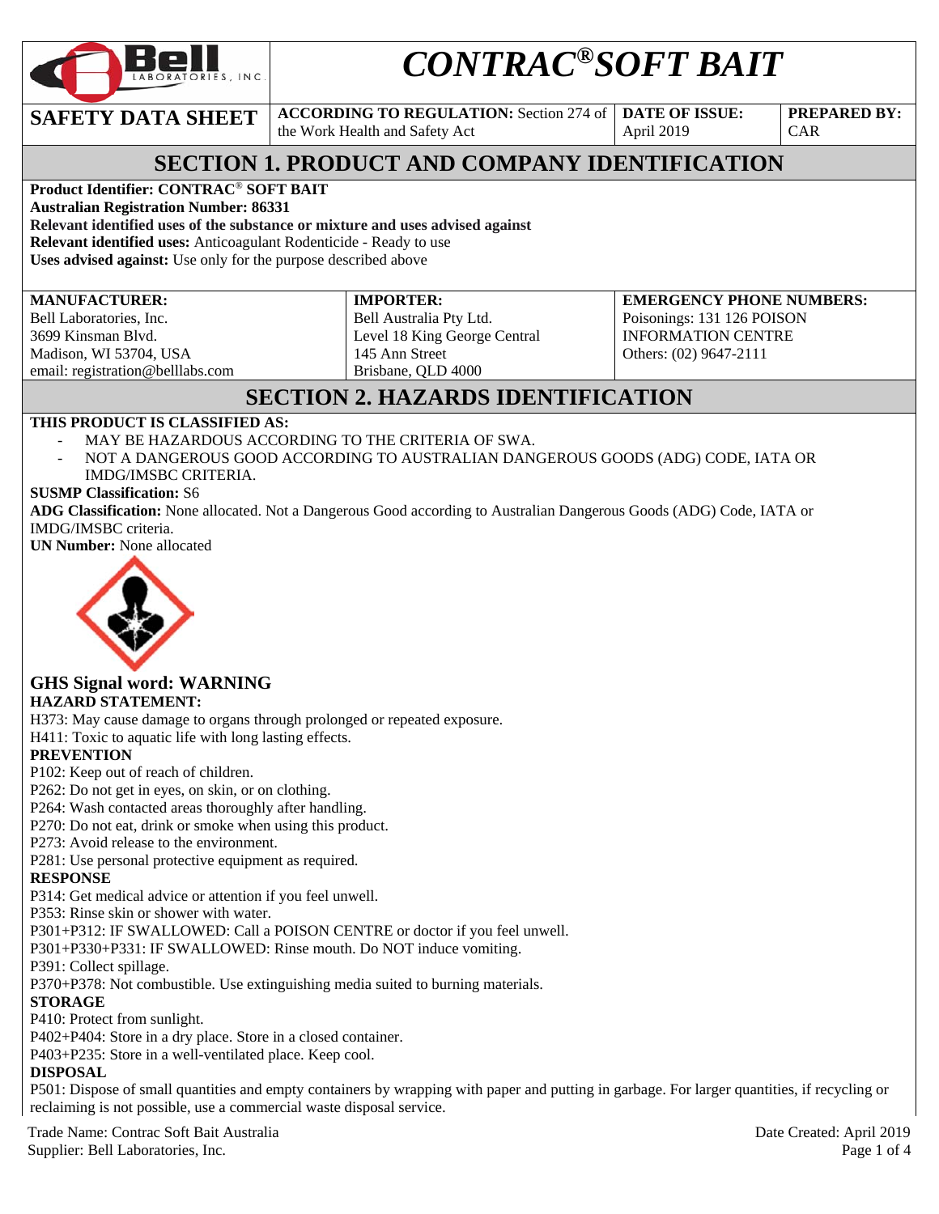# CONTRAC® SOFT BAIT

| SAFETY DATA SHEET | ACCORDING TO REGULATION: Section 274 of the Work Health and Safety Act | DATE OF ISSUE: April 2019 | PREPARED BY: CAR |
|---|---|---|---|

## SECTION 1. PRODUCT AND COMPANY IDENTIFICATION

**Product Identifier: CONTRAC® SOFT BAIT**
**Australian Registration Number: 86331**
**Relevant identified uses of the substance or mixture and uses advised against**
**Relevant identified uses:** Anticoagulant Rodenticide - Ready to use
**Uses advised against:** Use only for the purpose described above

| MANUFACTURER: | IMPORTER: | EMERGENCY PHONE NUMBERS: |
|---|---|---|
| Bell Laboratories, Inc.<br>3699 Kinsman Blvd.<br>Madison, WI 53704, USA<br>email: registration@belllabs.com | Bell Australia Pty Ltd.<br>Level 18 King George Central<br>145 Ann Street<br>Brisbane, QLD 4000 | Poisonings: 131 126 POISON INFORMATION CENTRE<br>Others: (02) 9647-2111 |

## SECTION 2. HAZARDS IDENTIFICATION

**THIS PRODUCT IS CLASSIFIED AS:**

- MAY BE HAZARDOUS ACCORDING TO THE CRITERIA OF SWA.
- NOT A DANGEROUS GOOD ACCORDING TO AUSTRALIAN DANGEROUS GOODS (ADG) CODE, IATA OR IMDG/IMSBC CRITERIA.

**SUSMP Classification:** S6
**ADG Classification:** None allocated. Not a Dangerous Good according to Australian Dangerous Goods (ADG) Code, IATA or IMDG/IMSBC criteria.
**UN Number:** None allocated

### GHS Signal word: WARNING

**HAZARD STATEMENT:**
H373: May cause damage to organs through prolonged or repeated exposure.
H411: Toxic to aquatic life with long lasting effects.

**PREVENTION**
P102: Keep out of reach of children.
P262: Do not get in eyes, on skin, or on clothing.
P264: Wash contacted areas thoroughly after handling.
P270: Do not eat, drink or smoke when using this product.
P273: Avoid release to the environment.
P281: Use personal protective equipment as required.

**RESPONSE**
P314: Get medical advice or attention if you feel unwell.
P353: Rinse skin or shower with water.
P301+P312: IF SWALLOWED: Call a POISON CENTRE or doctor if you feel unwell.
P301+P330+P331: IF SWALLOWED: Rinse mouth. Do NOT induce vomiting.
P391: Collect spillage.
P370+P378: Not combustible. Use extinguishing media suited to burning materials.

**STORAGE**
P410: Protect from sunlight.
P402+P404: Store in a dry place. Store in a closed container.
P403+P235: Store in a well-ventilated place. Keep cool.

**DISPOSAL**
P501: Dispose of small quantities and empty containers by wrapping with paper and putting in garbage. For larger quantities, if recycling or reclaiming is not possible, use a commercial waste disposal service.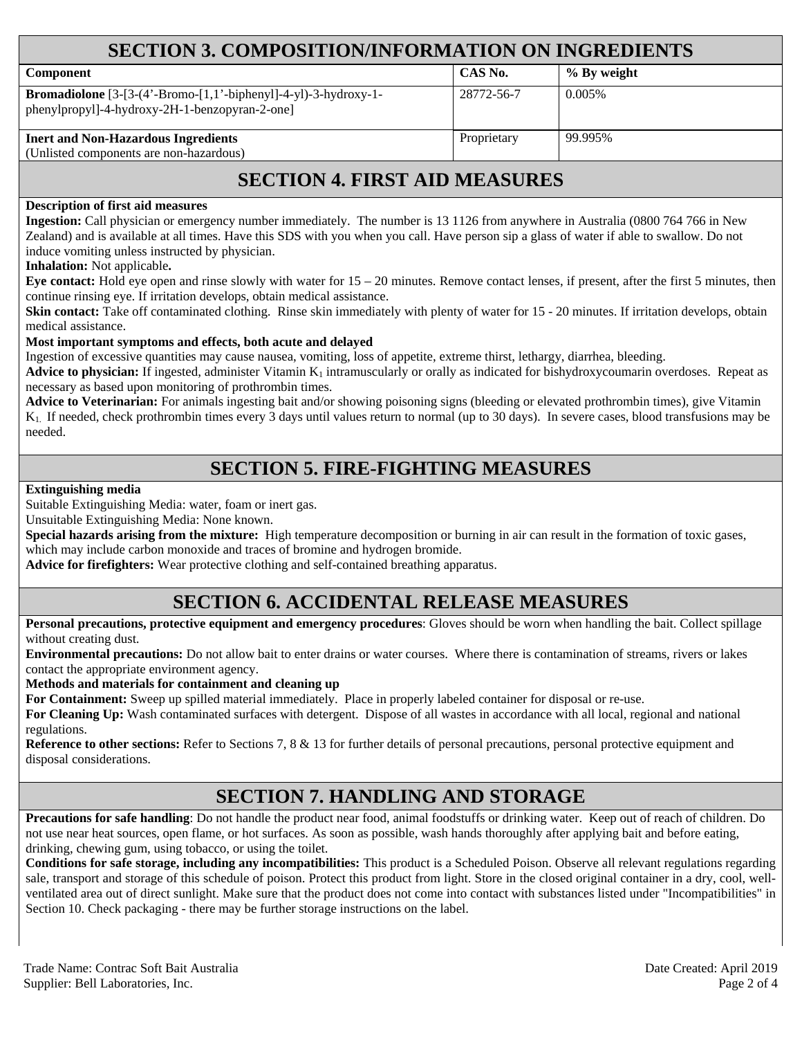## SECTION 3. COMPOSITION/INFORMATION ON INGREDIENTS

| Component | CAS No. | % By weight |
| --- | --- | --- |
| **Bromadiolone** [3-[3-(4'-Bromo-[1,1'-biphenyl]-4-yl)-3-hydroxy-1-phenylpropyl]-4-hydroxy-2H-1-benzopyran-2-one] | 28772-56-7 | 0.005% |
| **Inert and Non-Hazardous Ingredients** (Unlisted components are non-hazardous) | Proprietary | 99.995% |

## SECTION 4. FIRST AID MEASURES

**Description of first aid measures**

**Ingestion:** Call physician or emergency number immediately. The number is 13 1126 from anywhere in Australia (0800 764 766 in New Zealand) and is available at all times. Have this SDS with you when you call. Have person sip a glass of water if able to swallow. Do not induce vomiting unless instructed by physician.

**Inhalation:** Not applicable**.**

**Eye contact:** Hold eye open and rinse slowly with water for 15 – 20 minutes. Remove contact lenses, if present, after the first 5 minutes, then continue rinsing eye. If irritation develops, obtain medical assistance.

**Skin contact:** Take off contaminated clothing. Rinse skin immediately with plenty of water for 15 - 20 minutes. If irritation develops, obtain medical assistance.

**Most important symptoms and effects, both acute and delayed**

Ingestion of excessive quantities may cause nausea, vomiting, loss of appetite, extreme thirst, lethargy, diarrhea, bleeding.

**Advice to physician:** If ingested, administer Vitamin $K_1$ intramuscularly or orally as indicated for bishydroxycoumarin overdoses. Repeat as necessary as based upon monitoring of prothrombin times.

**Advice to Veterinarian:** For animals ingesting bait and/or showing poisoning signs (bleeding or elevated prothrombin times), give Vitamin $K_1$. If needed, check prothrombin times every 3 days until values return to normal (up to 30 days). In severe cases, blood transfusions may be needed.

## SECTION 5. FIRE-FIGHTING MEASURES

**Extinguishing media**

Suitable Extinguishing Media: water, foam or inert gas.

Unsuitable Extinguishing Media: None known.

**Special hazards arising from the mixture:** High temperature decomposition or burning in air can result in the formation of toxic gases, which may include carbon monoxide and traces of bromine and hydrogen bromide.

**Advice for firefighters:** Wear protective clothing and self-contained breathing apparatus.

## SECTION 6. ACCIDENTAL RELEASE MEASURES

**Personal precautions, protective equipment and emergency procedures**: Gloves should be worn when handling the bait. Collect spillage without creating dust.

**Environmental precautions:** Do not allow bait to enter drains or water courses. Where there is contamination of streams, rivers or lakes contact the appropriate environment agency.

**Methods and materials for containment and cleaning up**

**For Containment:** Sweep up spilled material immediately. Place in properly labeled container for disposal or re-use.

**For Cleaning Up:** Wash contaminated surfaces with detergent. Dispose of all wastes in accordance with all local, regional and national regulations.

**Reference to other sections:** Refer to Sections 7, 8 & 13 for further details of personal precautions, personal protective equipment and disposal considerations.

## SECTION 7. HANDLING AND STORAGE

**Precautions for safe handling**: Do not handle the product near food, animal foodstuffs or drinking water. Keep out of reach of children. Do not use near heat sources, open flame, or hot surfaces. As soon as possible, wash hands thoroughly after applying bait and before eating, drinking, chewing gum, using tobacco, or using the toilet.

**Conditions for safe storage, including any incompatibilities:** This product is a Scheduled Poison. Observe all relevant regulations regarding sale, transport and storage of this schedule of poison. Protect this product from light. Store in the closed original container in a dry, cool, well-ventilated area out of direct sunlight. Make sure that the product does not come into contact with substances listed under "Incompatibilities" in Section 10. Check packaging - there may be further storage instructions on the label.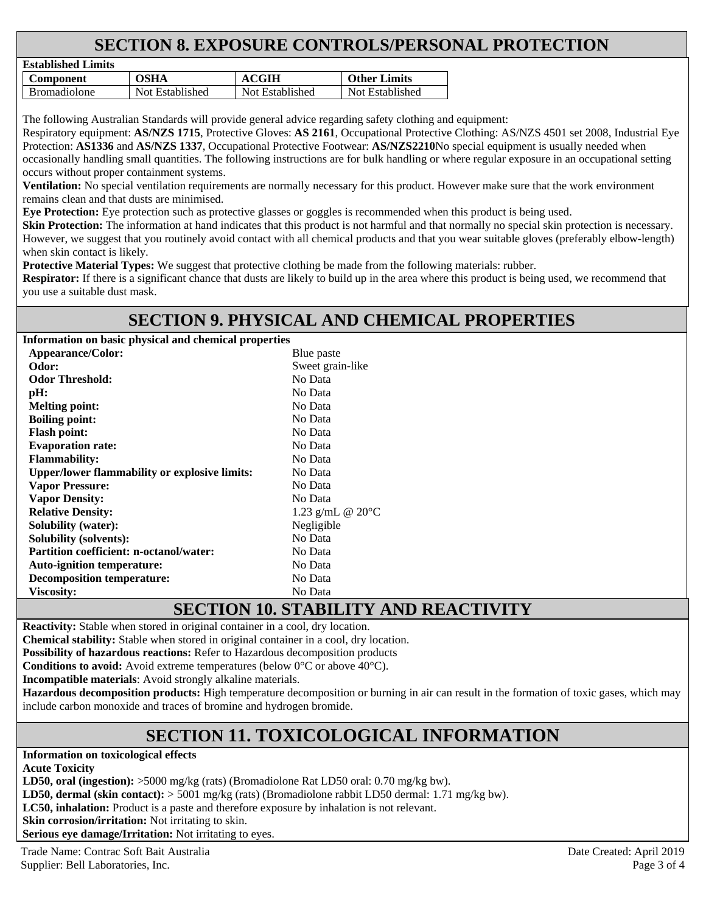## SECTION 8. EXPOSURE CONTROLS/PERSONAL PROTECTION

**Established Limits**

| Component | OSHA | ACGIH | Other Limits |
|---|---|---|---|
| Bromadiolone | Not Established | Not Established | Not Established |

The following Australian Standards will provide general advice regarding safety clothing and equipment:
Respiratory equipment: **AS/NZS 1715**, Protective Gloves: **AS 2161**, Occupational Protective Clothing: AS/NZS 4501 set 2008, Industrial Eye Protection: **AS1336** and **AS/NZS 1337**, Occupational Protective Footwear: **AS/NZS2210**No special equipment is usually needed when occasionally handling small quantities. The following instructions are for bulk handling or where regular exposure in an occupational setting occurs without proper containment systems.

**Ventilation:** No special ventilation requirements are normally necessary for this product. However make sure that the work environment remains clean and that dusts are minimised.

**Eye Protection:** Eye protection such as protective glasses or goggles is recommended when this product is being used.

**Skin Protection:** The information at hand indicates that this product is not harmful and that normally no special skin protection is necessary. However, we suggest that you routinely avoid contact with all chemical products and that you wear suitable gloves (preferably elbow-length) when skin contact is likely.

**Protective Material Types:** We suggest that protective clothing be made from the following materials: rubber.

**Respirator:** If there is a significant chance that dusts are likely to build up in the area where this product is being used, we recommend that you use a suitable dust mask.

## SECTION 9. PHYSICAL AND CHEMICAL PROPERTIES

**Information on basic physical and chemical properties**

| | |
|---|---|
| **Appearance/Color:** | Blue paste |
| **Odor:** | Sweet grain-like |
| **Odor Threshold:** | No Data |
| **pH:** | No Data |
| **Melting point:** | No Data |
| **Boiling point:** | No Data |
| **Flash point:** | No Data |
| **Evaporation rate:** | No Data |
| **Flammability:** | No Data |
| **Upper/lower flammability or explosive limits:** | No Data |
| **Vapor Pressure:** | No Data |
| **Vapor Density:** | No Data |
| **Relative Density:** | 1.23 g/mL @ 20°C |
| **Solubility (water):** | Negligible |
| **Solubility (solvents):** | No Data |
| **Partition coefficient: n-octanol/water:** | No Data |
| **Auto-ignition temperature:** | No Data |
| **Decomposition temperature:** | No Data |
| **Viscosity:** | No Data |

## SECTION 10. STABILITY AND REACTIVITY

**Reactivity:** Stable when stored in original container in a cool, dry location.

**Chemical stability:** Stable when stored in original container in a cool, dry location.

**Possibility of hazardous reactions:** Refer to Hazardous decomposition products

**Conditions to avoid:** Avoid extreme temperatures (below 0°C or above 40°C).

**Incompatible materials**: Avoid strongly alkaline materials.

**Hazardous decomposition products:** High temperature decomposition or burning in air can result in the formation of toxic gases, which may include carbon monoxide and traces of bromine and hydrogen bromide.

## SECTION 11. TOXICOLOGICAL INFORMATION

**Information on toxicological effects**

**Acute Toxicity**

**LD50, oral (ingestion):** >5000 mg/kg (rats) (Bromadiolone Rat LD50 oral: 0.70 mg/kg bw).

**LD50, dermal (skin contact):** > 5001 mg/kg (rats) (Bromadiolone rabbit LD50 dermal: 1.71 mg/kg bw).

**LC50, inhalation:** Product is a paste and therefore exposure by inhalation is not relevant.

**Skin corrosion/irritation:** Not irritating to skin.

**Serious eye damage/Irritation:** Not irritating to eyes.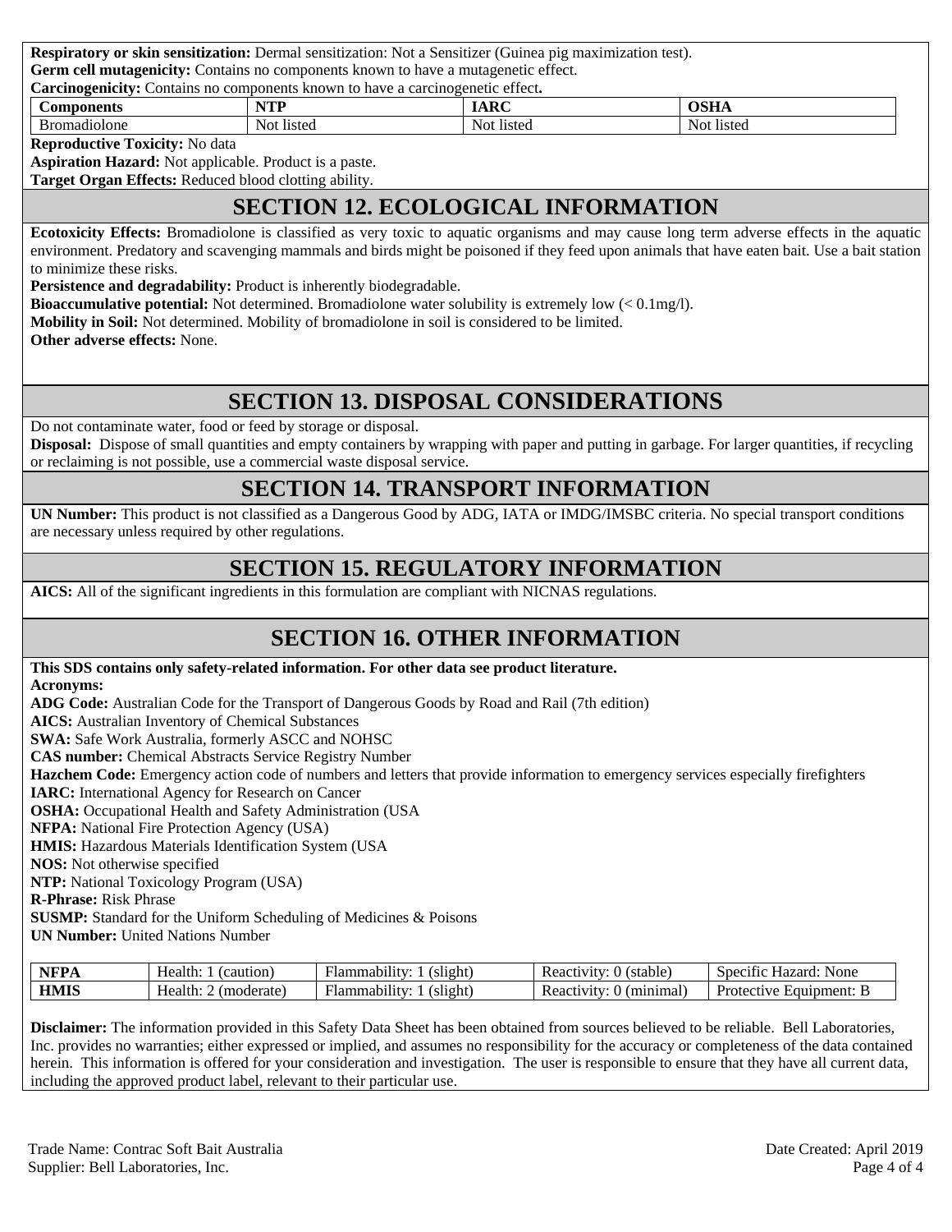**Respiratory or skin sensitization:** Dermal sensitization: Not a Sensitizer (Guinea pig maximization test).
**Germ cell mutagenicity:** Contains no components known to have a mutagenetic effect.
**Carcinogenicity:** Contains no components known to have a carcinogenetic effect**.**

| Components | NTP | IARC | OSHA |
| --- | --- | --- | --- |
| Bromadiolone | Not listed | Not listed | Not listed |

**Reproductive Toxicity:** No data
**Aspiration Hazard:** Not applicable. Product is a paste.
**Target Organ Effects:** Reduced blood clotting ability.

## SECTION 12. ECOLOGICAL INFORMATION

**Ecotoxicity Effects:** Bromadiolone is classified as very toxic to aquatic organisms and may cause long term adverse effects in the aquatic environment. Predatory and scavenging mammals and birds might be poisoned if they feed upon animals that have eaten bait. Use a bait station to minimize these risks.
**Persistence and degradability:** Product is inherently biodegradable.
**Bioaccumulative potential:** Not determined. Bromadiolone water solubility is extremely low (< 0.1mg/l).
**Mobility in Soil:** Not determined. Mobility of bromadiolone in soil is considered to be limited.
**Other adverse effects:** None.

## SECTION 13. DISPOSAL CONSIDERATIONS

Do not contaminate water, food or feed by storage or disposal.
**Disposal:** Dispose of small quantities and empty containers by wrapping with paper and putting in garbage. For larger quantities, if recycling or reclaiming is not possible, use a commercial waste disposal service.

## SECTION 14. TRANSPORT INFORMATION

**UN Number:** This product is not classified as a Dangerous Good by ADG, IATA or IMDG/IMSBC criteria. No special transport conditions are necessary unless required by other regulations.

## SECTION 15. REGULATORY INFORMATION

**AICS:** All of the significant ingredients in this formulation are compliant with NICNAS regulations.

## SECTION 16. OTHER INFORMATION

**This SDS contains only safety-related information. For other data see product literature.**
**Acronyms:**
**ADG Code:** Australian Code for the Transport of Dangerous Goods by Road and Rail (7th edition)
**AICS:** Australian Inventory of Chemical Substances
**SWA:** Safe Work Australia, formerly ASCC and NOHSC
**CAS number:** Chemical Abstracts Service Registry Number
**Hazchem Code:** Emergency action code of numbers and letters that provide information to emergency services especially firefighters
**IARC:** International Agency for Research on Cancer
**OSHA:** Occupational Health and Safety Administration (USA
**NFPA:** National Fire Protection Agency (USA)
**HMIS:** Hazardous Materials Identification System (USA
**NOS:** Not otherwise specified
**NTP:** National Toxicology Program (USA)
**R-Phrase:** Risk Phrase
**SUSMP:** Standard for the Uniform Scheduling of Medicines & Poisons
**UN Number:** United Nations Number

| | | | | |
| --- | --- | --- | --- | --- |
| **NFPA** | Health: 1 (caution) | Flammability: 1 (slight) | Reactivity: 0 (stable) | Specific Hazard: None |
| **HMIS** | Health: 2 (moderate) | Flammability: 1 (slight) | Reactivity: 0 (minimal) | Protective Equipment: B |

**Disclaimer:** The information provided in this Safety Data Sheet has been obtained from sources believed to be reliable. Bell Laboratories, Inc. provides no warranties; either expressed or implied, and assumes no responsibility for the accuracy or completeness of the data contained herein. This information is offered for your consideration and investigation. The user is responsible to ensure that they have all current data, including the approved product label, relevant to their particular use.

Trade Name: Contrac Soft Bait Australia
Supplier: Bell Laboratories, Inc.
Date Created: April 2019